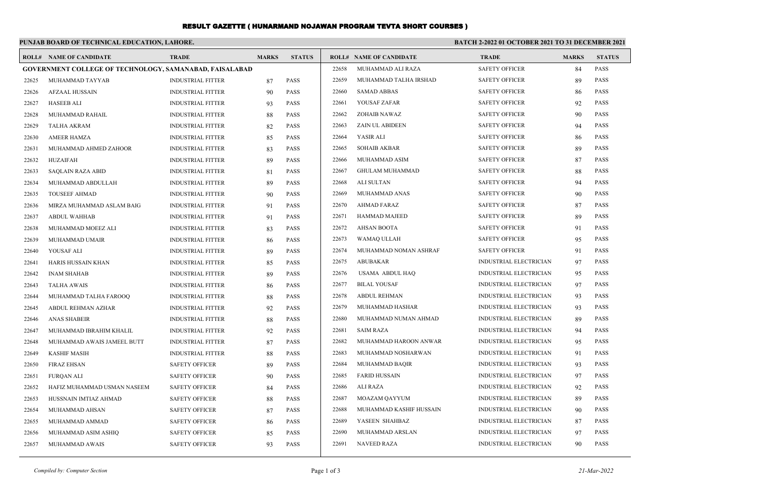# RESULT GAZETTE ( HUNARMAND NOJAWAN PROGRAM TEVTA SHORT COURSES )

**PUNJAB BOARD OF TECHNICAL EDUCATION, LAHORE.**

**BATCH 2-2022 01 OCTOBER 2021 TO 31 DECEMBER 2021**

| ROLL# | NAME OF CANDIDATE | TRADE | MARKS | STATUS |
|---|---|---|---|---|
| **GOVERNMENT COLLEGE OF TECHNOLOGY, SAMANABAD, FAISALABAD** | | | | |
| 22625 | MUHAMMAD TAYYAB | INDUSTRIAL FITTER | 87 | PASS |
| 22626 | AFZAAL HUSSAIN | INDUSTRIAL FITTER | 90 | PASS |
| 22627 | HASEEB ALI | INDUSTRIAL FITTER | 93 | PASS |
| 22628 | MUHAMMAD RAHAIL | INDUSTRIAL FITTER | 88 | PASS |
| 22629 | TALHA AKRAM | INDUSTRIAL FITTER | 82 | PASS |
| 22630 | AMEER HAMZA | INDUSTRIAL FITTER | 85 | PASS |
| 22631 | MUHAMMAD AHMED ZAHOOR | INDUSTRIAL FITTER | 83 | PASS |
| 22632 | HUZAIFAH | INDUSTRIAL FITTER | 89 | PASS |
| 22633 | SAQLAIN RAZA ABID | INDUSTRIAL FITTER | 81 | PASS |
| 22634 | MUHAMMAD ABDULLAH | INDUSTRIAL FITTER | 89 | PASS |
| 22635 | TOUSEEF AHMAD | INDUSTRIAL FITTER | 90 | PASS |
| 22636 | MIRZA MUHAMMAD ASLAM BAIG | INDUSTRIAL FITTER | 91 | PASS |
| 22637 | ABDUL WAHHAB | INDUSTRIAL FITTER | 91 | PASS |
| 22638 | MUHAMMAD MOEEZ ALI | INDUSTRIAL FITTER | 83 | PASS |
| 22639 | MUHAMMAD UMAIR | INDUSTRIAL FITTER | 86 | PASS |
| 22640 | YOUSAF ALI | INDUSTRIAL FITTER | 89 | PASS |
| 22641 | HARIS HUSSAIN KHAN | INDUSTRIAL FITTER | 85 | PASS |
| 22642 | INAM SHAHAB | INDUSTRIAL FITTER | 89 | PASS |
| 22643 | TALHA AWAIS | INDUSTRIAL FITTER | 86 | PASS |
| 22644 | MUHAMMAD TALHA FAROOQ | INDUSTRIAL FITTER | 88 | PASS |
| 22645 | ABDUL REHMAN AZHAR | INDUSTRIAL FITTER | 92 | PASS |
| 22646 | ANAS SHABEIR | INDUSTRIAL FITTER | 88 | PASS |
| 22647 | MUHAMMAD IBRAHIM KHALIL | INDUSTRIAL FITTER | 92 | PASS |
| 22648 | MUHAMMAD AWAIS JAMEEL BUTT | INDUSTRIAL FITTER | 87 | PASS |
| 22649 | KASHIF MASIH | INDUSTRIAL FITTER | 88 | PASS |
| 22650 | FIRAZ EHSAN | SAFETY OFFICER | 89 | PASS |
| 22651 | FURQAN ALI | SAFETY OFFICER | 90 | PASS |
| 22652 | HAFIZ MUHAMMAD USMAN NASEEM | SAFETY OFFICER | 84 | PASS |
| 22653 | HUSSNAIN IMTIAZ AHMAD | SAFETY OFFICER | 88 | PASS |
| 22654 | MUHAMMAD AHSAN | SAFETY OFFICER | 87 | PASS |
| 22655 | MUHAMMAD AMMAD | SAFETY OFFICER | 86 | PASS |
| 22656 | MUHAMMAD ASIM ASHIQ | SAFETY OFFICER | 85 | PASS |
| 22657 | MUHAMMAD AWAIS | SAFETY OFFICER | 93 | PASS |
| 22658 | MUHAMMAD ALI RAZA | SAFETY OFFICER | 84 | PASS |
| 22659 | MUHAMMAD TALHA IRSHAD | SAFETY OFFICER | 89 | PASS |
| 22660 | SAMAD ABBAS | SAFETY OFFICER | 86 | PASS |
| 22661 | YOUSAF ZAFAR | SAFETY OFFICER | 92 | PASS |
| 22662 | ZOHAIB NAWAZ | SAFETY OFFICER | 90 | PASS |
| 22663 | ZAIN UL ABIDEEN | SAFETY OFFICER | 94 | PASS |
| 22664 | YASIR ALI | SAFETY OFFICER | 86 | PASS |
| 22665 | SOHAIB AKBAR | SAFETY OFFICER | 89 | PASS |
| 22666 | MUHAMMAD ASIM | SAFETY OFFICER | 87 | PASS |
| 22667 | GHULAM MUHAMMAD | SAFETY OFFICER | 88 | PASS |
| 22668 | ALI SULTAN | SAFETY OFFICER | 94 | PASS |
| 22669 | MUHAMMAD ANAS | SAFETY OFFICER | 90 | PASS |
| 22670 | AHMAD FARAZ | SAFETY OFFICER | 87 | PASS |
| 22671 | HAMMAD MAJEED | SAFETY OFFICER | 89 | PASS |
| 22672 | AHSAN BOOTA | SAFETY OFFICER | 91 | PASS |
| 22673 | WAMAQ ULLAH | SAFETY OFFICER | 95 | PASS |
| 22674 | MUHAMMAD NOMAN ASHRAF | SAFETY OFFICER | 91 | PASS |
| 22675 | ABUBAKAR | INDUSTRIAL ELECTRICIAN | 97 | PASS |
| 22676 | USAMA ABDUL HAQ | INDUSTRIAL ELECTRICIAN | 95 | PASS |
| 22677 | BILAL YOUSAF | INDUSTRIAL ELECTRICIAN | 97 | PASS |
| 22678 | ABDUL REHMAN | INDUSTRIAL ELECTRICIAN | 93 | PASS |
| 22679 | MUHAMMAD HASHAR | INDUSTRIAL ELECTRICIAN | 93 | PASS |
| 22680 | MUHAMMAD NUMAN AHMAD | INDUSTRIAL ELECTRICIAN | 89 | PASS |
| 22681 | SAIM RAZA | INDUSTRIAL ELECTRICIAN | 94 | PASS |
| 22682 | MUHAMMAD HAROON ANWAR | INDUSTRIAL ELECTRICIAN | 95 | PASS |
| 22683 | MUHAMMAD NOSHARWAN | INDUSTRIAL ELECTRICIAN | 91 | PASS |
| 22684 | MUHAMMAD BAQIR | INDUSTRIAL ELECTRICIAN | 93 | PASS |
| 22685 | FARID HUSSAIN | INDUSTRIAL ELECTRICIAN | 97 | PASS |
| 22686 | ALI RAZA | INDUSTRIAL ELECTRICIAN | 92 | PASS |
| 22687 | MOAZAM QAYYUM | INDUSTRIAL ELECTRICIAN | 89 | PASS |
| 22688 | MUHAMMAD KASHIF HUSSAIN | INDUSTRIAL ELECTRICIAN | 90 | PASS |
| 22689 | YASEEN SHAHBAZ | INDUSTRIAL ELECTRICIAN | 87 | PASS |
| 22690 | MUHAMMAD ARSLAN | INDUSTRIAL ELECTRICIAN | 97 | PASS |
| 22691 | NAVEED RAZA | INDUSTRIAL ELECTRICIAN | 90 | PASS |

*Compiled by: Computer Section*

*21-Mar-2022*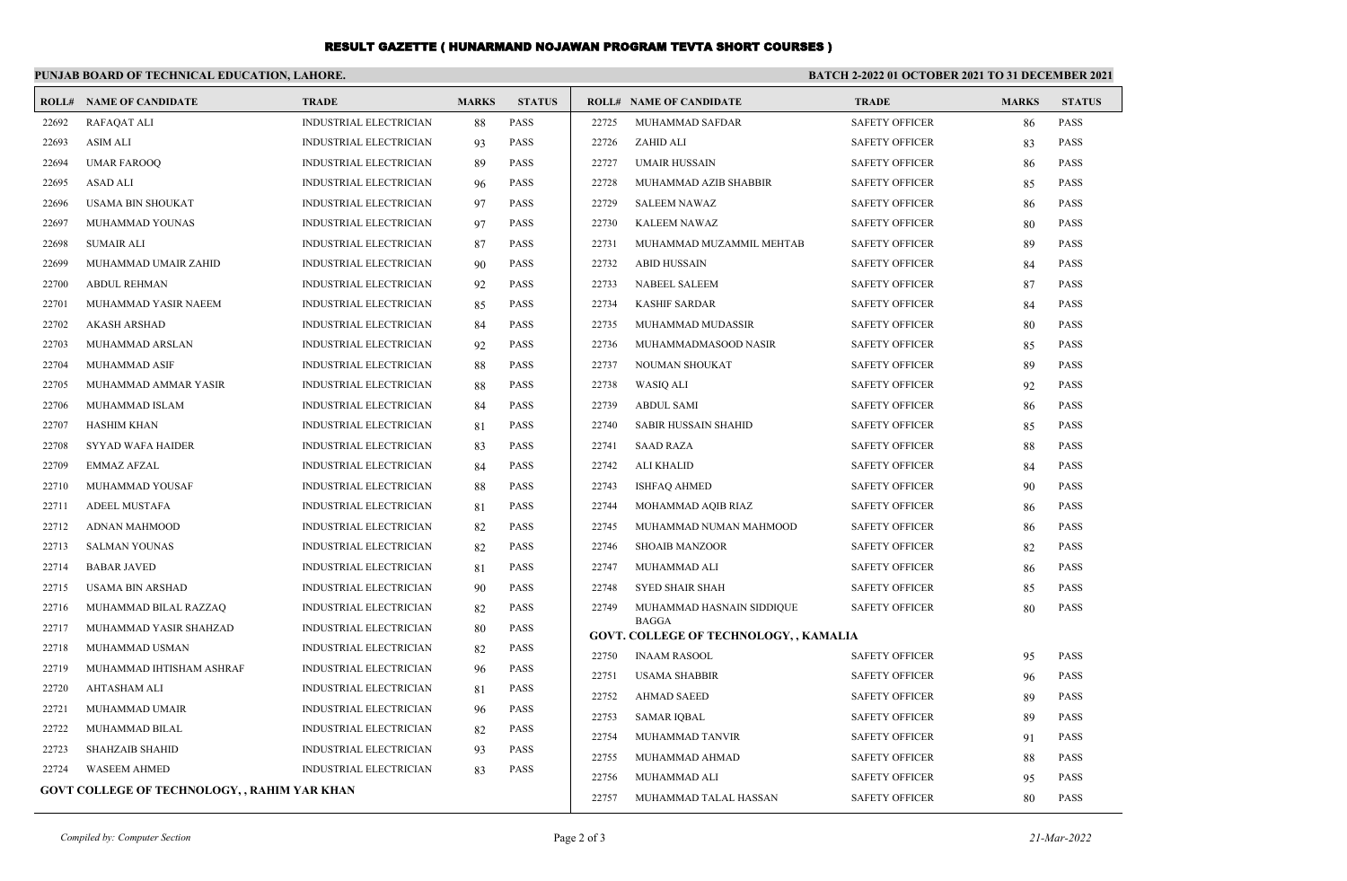# RESULT GAZETTE ( HUNARMAND NOJAWAN PROGRAM TEVTA SHORT COURSES )

**PUNJAB BOARD OF TECHNICAL EDUCATION, LAHORE.**

**BATCH 2-2022 01 OCTOBER 2021 TO 31 DECEMBER 2021**

| ROLL# | NAME OF CANDIDATE | TRADE | MARKS | STATUS |
|---|---|---|---|---|
| 22692 | RAFAQAT ALI | INDUSTRIAL ELECTRICIAN | 88 | PASS |
| 22693 | ASIM ALI | INDUSTRIAL ELECTRICIAN | 93 | PASS |
| 22694 | UMAR FAROOQ | INDUSTRIAL ELECTRICIAN | 89 | PASS |
| 22695 | ASAD ALI | INDUSTRIAL ELECTRICIAN | 96 | PASS |
| 22696 | USAMA BIN SHOUKAT | INDUSTRIAL ELECTRICIAN | 97 | PASS |
| 22697 | MUHAMMAD YOUNAS | INDUSTRIAL ELECTRICIAN | 97 | PASS |
| 22698 | SUMAIR ALI | INDUSTRIAL ELECTRICIAN | 87 | PASS |
| 22699 | MUHAMMAD UMAIR ZAHID | INDUSTRIAL ELECTRICIAN | 90 | PASS |
| 22700 | ABDUL REHMAN | INDUSTRIAL ELECTRICIAN | 92 | PASS |
| 22701 | MUHAMMAD YASIR NAEEM | INDUSTRIAL ELECTRICIAN | 85 | PASS |
| 22702 | AKASH ARSHAD | INDUSTRIAL ELECTRICIAN | 84 | PASS |
| 22703 | MUHAMMAD ARSLAN | INDUSTRIAL ELECTRICIAN | 92 | PASS |
| 22704 | MUHAMMAD ASIF | INDUSTRIAL ELECTRICIAN | 88 | PASS |
| 22705 | MUHAMMAD AMMAR YASIR | INDUSTRIAL ELECTRICIAN | 88 | PASS |
| 22706 | MUHAMMAD ISLAM | INDUSTRIAL ELECTRICIAN | 84 | PASS |
| 22707 | HASHIM KHAN | INDUSTRIAL ELECTRICIAN | 81 | PASS |
| 22708 | SYYAD WAFA HAIDER | INDUSTRIAL ELECTRICIAN | 83 | PASS |
| 22709 | EMMAZ AFZAL | INDUSTRIAL ELECTRICIAN | 84 | PASS |
| 22710 | MUHAMMAD YOUSAF | INDUSTRIAL ELECTRICIAN | 88 | PASS |
| 22711 | ADEEL MUSTAFA | INDUSTRIAL ELECTRICIAN | 81 | PASS |
| 22712 | ADNAN MAHMOOD | INDUSTRIAL ELECTRICIAN | 82 | PASS |
| 22713 | SALMAN YOUNAS | INDUSTRIAL ELECTRICIAN | 82 | PASS |
| 22714 | BABAR JAVED | INDUSTRIAL ELECTRICIAN | 81 | PASS |
| 22715 | USAMA BIN ARSHAD | INDUSTRIAL ELECTRICIAN | 90 | PASS |
| 22716 | MUHAMMAD BILAL RAZZAQ | INDUSTRIAL ELECTRICIAN | 82 | PASS |
| 22717 | MUHAMMAD YASIR SHAHZAD | INDUSTRIAL ELECTRICIAN | 80 | PASS |
| 22718 | MUHAMMAD USMAN | INDUSTRIAL ELECTRICIAN | 82 | PASS |
| 22719 | MUHAMMAD IHTISHAM ASHRAF | INDUSTRIAL ELECTRICIAN | 96 | PASS |
| 22720 | AHTASHAM ALI | INDUSTRIAL ELECTRICIAN | 81 | PASS |
| 22721 | MUHAMMAD UMAIR | INDUSTRIAL ELECTRICIAN | 96 | PASS |
| 22722 | MUHAMMAD BILAL | INDUSTRIAL ELECTRICIAN | 82 | PASS |
| 22723 | SHAHZAIB SHAHID | INDUSTRIAL ELECTRICIAN | 93 | PASS |
| 22724 | WASEEM AHMED | INDUSTRIAL ELECTRICIAN | 83 | PASS |

**GOVT COLLEGE OF TECHNOLOGY, , RAHIM YAR KHAN**

| ROLL# | NAME OF CANDIDATE | TRADE | MARKS | STATUS |
|---|---|---|---|---|
| 22725 | MUHAMMAD SAFDAR | SAFETY OFFICER | 86 | PASS |
| 22726 | ZAHID ALI | SAFETY OFFICER | 83 | PASS |
| 22727 | UMAIR HUSSAIN | SAFETY OFFICER | 86 | PASS |
| 22728 | MUHAMMAD AZIB SHABBIR | SAFETY OFFICER | 85 | PASS |
| 22729 | SALEEM NAWAZ | SAFETY OFFICER | 86 | PASS |
| 22730 | KALEEM NAWAZ | SAFETY OFFICER | 80 | PASS |
| 22731 | MUHAMMAD MUZAMMIL MEHTAB | SAFETY OFFICER | 89 | PASS |
| 22732 | ABID HUSSAIN | SAFETY OFFICER | 84 | PASS |
| 22733 | NABEEL SALEEM | SAFETY OFFICER | 87 | PASS |
| 22734 | KASHIF SARDAR | SAFETY OFFICER | 84 | PASS |
| 22735 | MUHAMMAD MUDASSIR | SAFETY OFFICER | 80 | PASS |
| 22736 | MUHAMMADMASOOD NASIR | SAFETY OFFICER | 85 | PASS |
| 22737 | NOUMAN SHOUKAT | SAFETY OFFICER | 89 | PASS |
| 22738 | WASIQ ALI | SAFETY OFFICER | 92 | PASS |
| 22739 | ABDUL SAMI | SAFETY OFFICER | 86 | PASS |
| 22740 | SABIR HUSSAIN SHAHID | SAFETY OFFICER | 85 | PASS |
| 22741 | SAAD RAZA | SAFETY OFFICER | 88 | PASS |
| 22742 | ALI KHALID | SAFETY OFFICER | 84 | PASS |
| 22743 | ISHFAQ AHMED | SAFETY OFFICER | 90 | PASS |
| 22744 | MOHAMMAD AQIB RIAZ | SAFETY OFFICER | 86 | PASS |
| 22745 | MUHAMMAD NUMAN MAHMOOD | SAFETY OFFICER | 86 | PASS |
| 22746 | SHOAIB MANZOOR | SAFETY OFFICER | 82 | PASS |
| 22747 | MUHAMMAD ALI | SAFETY OFFICER | 86 | PASS |
| 22748 | SYED SHAIR SHAH | SAFETY OFFICER | 85 | PASS |
| 22749 | MUHAMMAD HASNAIN SIDDIQUE BAGGA | SAFETY OFFICER | 80 | PASS |

**GOVT. COLLEGE OF TECHNOLOGY, , KAMALIA**

| ROLL# | NAME OF CANDIDATE | TRADE | MARKS | STATUS |
|---|---|---|---|---|
| 22750 | INAAM RASOOL | SAFETY OFFICER | 95 | PASS |
| 22751 | USAMA SHABBIR | SAFETY OFFICER | 96 | PASS |
| 22752 | AHMAD SAEED | SAFETY OFFICER | 89 | PASS |
| 22753 | SAMAR IQBAL | SAFETY OFFICER | 89 | PASS |
| 22754 | MUHAMMAD TANVIR | SAFETY OFFICER | 91 | PASS |
| 22755 | MUHAMMAD AHMAD | SAFETY OFFICER | 88 | PASS |
| 22756 | MUHAMMAD ALI | SAFETY OFFICER | 95 | PASS |
| 22757 | MUHAMMAD TALAL HASSAN | SAFETY OFFICER | 80 | PASS |

*Compiled by: Computer Section*

*21-Mar-2022*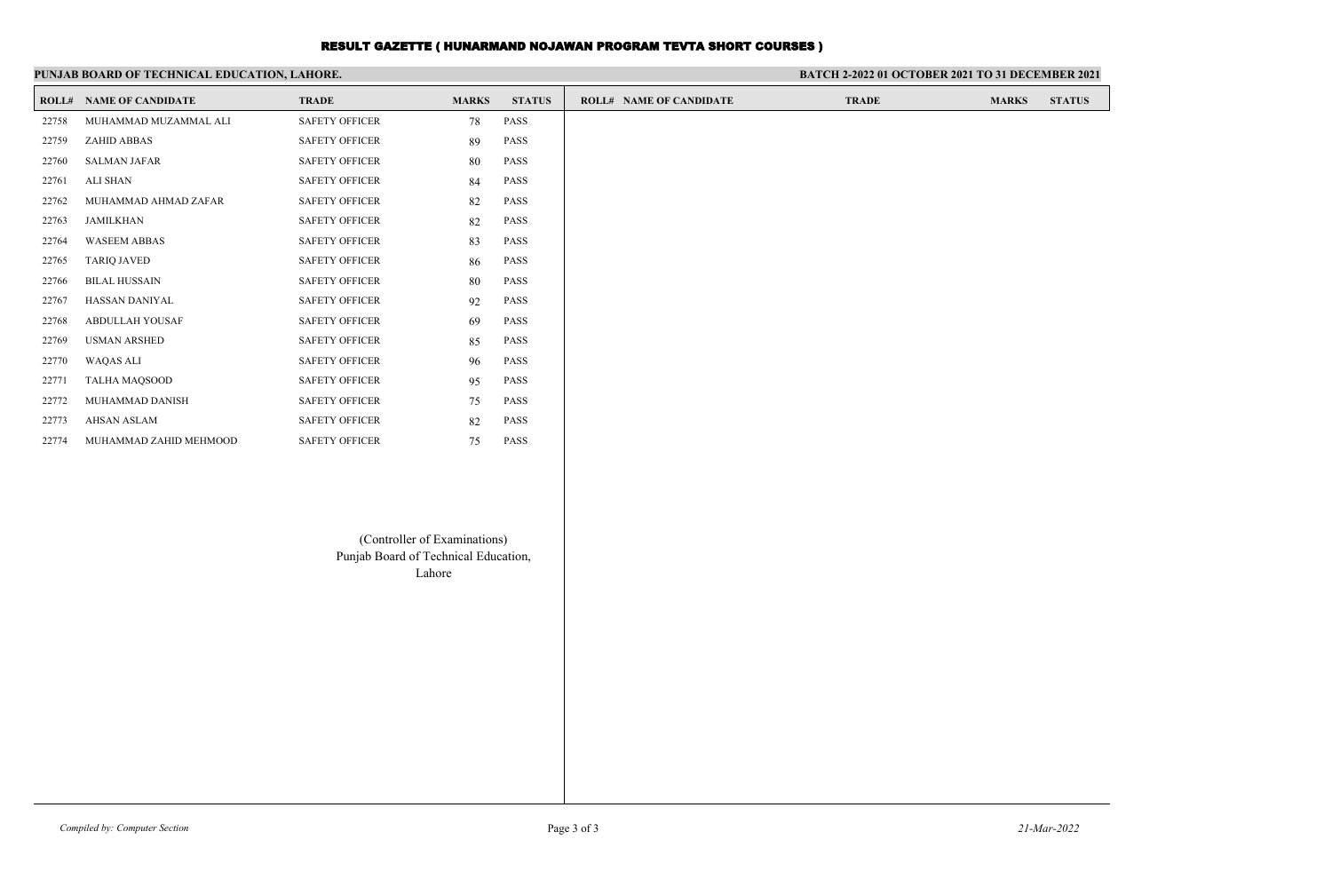# RESULT GAZETTE ( HUNARMAND NOJAWAN PROGRAM TEVTA SHORT COURSES )

**PUNJAB BOARD OF TECHNICAL EDUCATION, LAHORE.**

**BATCH 2-2022 01 OCTOBER 2021 TO 31 DECEMBER 2021**

| ROLL# | NAME OF CANDIDATE | TRADE | MARKS | STATUS |
|---|---|---|---|---|
| 22758 | MUHAMMAD MUZAMMAL ALI | SAFETY OFFICER | 78 | PASS |
| 22759 | ZAHID ABBAS | SAFETY OFFICER | 89 | PASS |
| 22760 | SALMAN JAFAR | SAFETY OFFICER | 80 | PASS |
| 22761 | ALI SHAN | SAFETY OFFICER | 84 | PASS |
| 22762 | MUHAMMAD AHMAD ZAFAR | SAFETY OFFICER | 82 | PASS |
| 22763 | JAMILKHAN | SAFETY OFFICER | 82 | PASS |
| 22764 | WASEEM ABBAS | SAFETY OFFICER | 83 | PASS |
| 22765 | TARIQ JAVED | SAFETY OFFICER | 86 | PASS |
| 22766 | BILAL HUSSAIN | SAFETY OFFICER | 80 | PASS |
| 22767 | HASSAN DANIYAL | SAFETY OFFICER | 92 | PASS |
| 22768 | ABDULLAH YOUSAF | SAFETY OFFICER | 69 | PASS |
| 22769 | USMAN ARSHED | SAFETY OFFICER | 85 | PASS |
| 22770 | WAQAS ALI | SAFETY OFFICER | 96 | PASS |
| 22771 | TALHA MAQSOOD | SAFETY OFFICER | 95 | PASS |
| 22772 | MUHAMMAD DANISH | SAFETY OFFICER | 75 | PASS |
| 22773 | AHSAN ASLAM | SAFETY OFFICER | 82 | PASS |
| 22774 | MUHAMMAD ZAHID MEHMOOD | SAFETY OFFICER | 75 | PASS |

(Controller of Examinations)
Punjab Board of Technical Education,
Lahore

*Compiled by: Computer Section*

*21-Mar-2022*